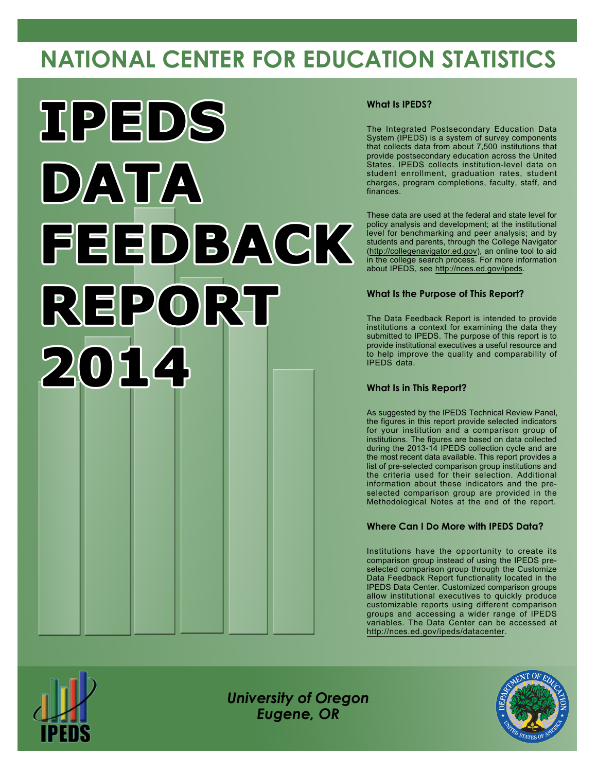# NATIONAL CENTER FOR EDUCATION STATISTICS

# IPEDS DATA FEEDBACK REPORT 2014

### What Is IPEDS?

The Integrated Postsecondary Education Data System (IPEDS) is a system of survey components that collects data from about 7,500 institutions that provide postsecondary education across the United States. IPEDS collects institution-level data on student enrollment, graduation rates, student charges, program completions, faculty, staff, and finances.

These data are used at the federal and state level for policy analysis and development; at the institutional level for benchmarking and peer analysis; and by students and parents, through the College Navigator (http://collegenavigator.ed.gov), an online tool to aid in the college search process. For more information about IPEDS, see http://nces.ed.gov/ipeds.

### What Is the Purpose of This Report?

The Data Feedback Report is intended to provide institutions a context for examining the data they submitted to IPEDS. The purpose of this report is to provide institutional executives a useful resource and to help improve the quality and comparability of IPEDS data.

### What Is in This Report?

As suggested by the IPEDS Technical Review Panel, the figures in this report provide selected indicators for your institution and a comparison group of institutions. The figures are based on data collected during the 2013-14 IPEDS collection cycle and are the most recent data available. This report provides a list of pre-selected comparison group institutions and the criteria used for their selection. Additional information about these indicators and the pre-selected comparison group are provided in the Methodological Notes at the end of the report.

### Where Can I Do More with IPEDS Data?

Institutions have the opportunity to create its comparison group instead of using the IPEDS pre-selected comparison group through the Customize Data Feedback Report functionality located in the IPEDS Data Center. Customized comparison groups allow institutional executives to quickly produce customizable reports using different comparison groups and accessing a wider range of IPEDS variables. The Data Center can be accessed at http://nces.ed.gov/ipeds/datacenter.

*University of Oregon*
*Eugene, OR*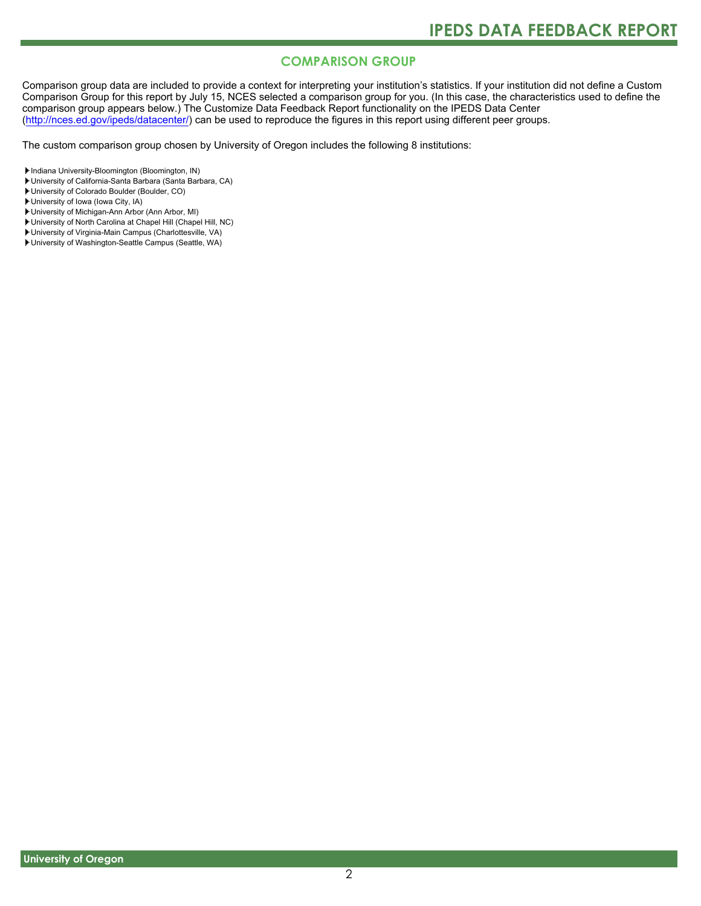## COMPARISON GROUP

Comparison group data are included to provide a context for interpreting your institution's statistics. If your institution did not define a Custom Comparison Group for this report by July 15, NCES selected a comparison group for you. (In this case, the characteristics used to define the comparison group appears below.) The Customize Data Feedback Report functionality on the IPEDS Data Center (http://nces.ed.gov/ipeds/datacenter/) can be used to reproduce the figures in this report using different peer groups.

The custom comparison group chosen by University of Oregon includes the following 8 institutions:

- Indiana University-Bloomington (Bloomington, IN)
- University of California-Santa Barbara (Santa Barbara, CA)
- University of Colorado Boulder (Boulder, CO)
- University of Iowa (Iowa City, IA)
- University of Michigan-Ann Arbor (Ann Arbor, MI)
- University of North Carolina at Chapel Hill (Chapel Hill, NC)
- University of Virginia-Main Campus (Charlottesville, VA)
- University of Washington-Seattle Campus (Seattle, WA)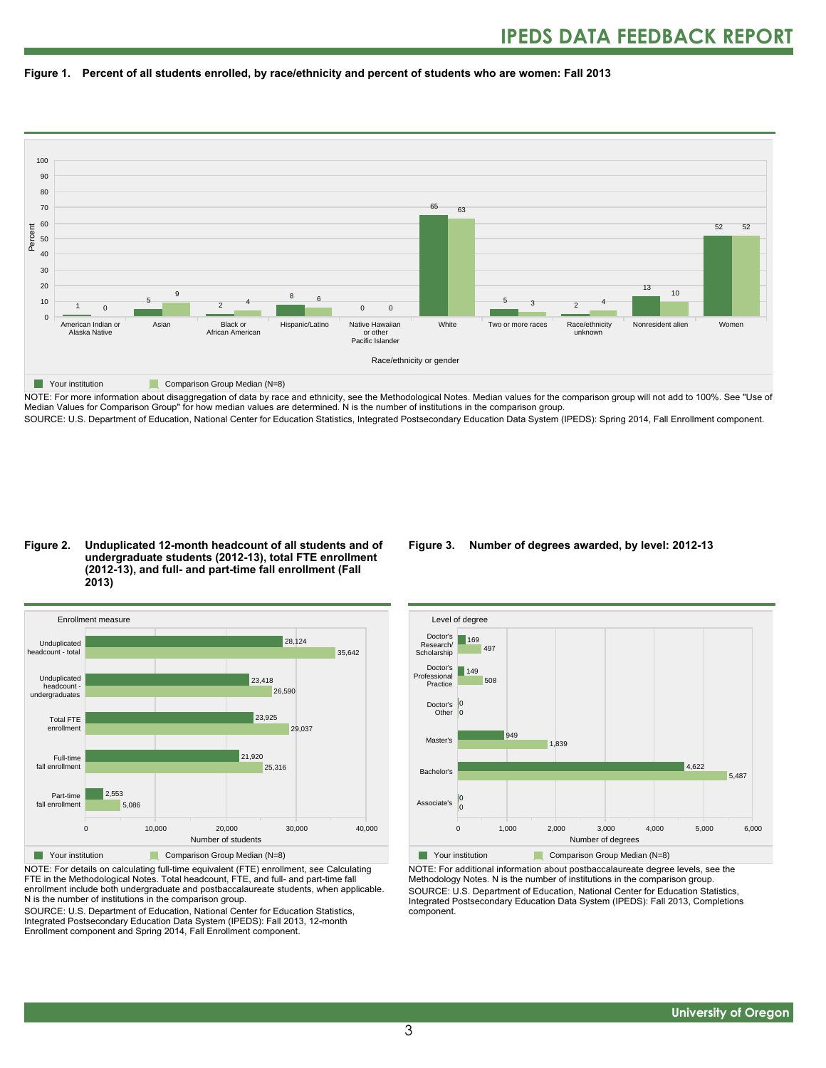**Figure 1. Percent of all students enrolled, by race/ethnicity and percent of students who are women: Fall 2013**

| Race/ethnicity or gender | Your institution | Comparison Group Median (N=8) |
|---|---|---|
| American Indian or Alaska Native | 1 | 0 |
| Asian | 5 | 9 |
| Black or African American | 2 | 4 |
| Hispanic/Latino | 8 | 6 |
| Native Hawaiian or other Pacific Islander | 0 | 0 |
| White | 65 | 63 |
| Two or more races | 5 | 3 |
| Race/ethnicity unknown | 2 | 4 |
| Nonresident alien | 13 | 10 |
| Women | 52 | 52 |

NOTE: For more information about disaggregation of data by race and ethnicity, see the Methodological Notes. Median values for the comparison group will not add to 100%. See "Use of Median Values for Comparison Group" for how median values are determined. N is the number of institutions in the comparison group.

SOURCE: U.S. Department of Education, National Center for Education Statistics, Integrated Postsecondary Education Data System (IPEDS): Spring 2014, Fall Enrollment component.

**Figure 2. Unduplicated 12-month headcount of all students and of undergraduate students (2012-13), total FTE enrollment (2012-13), and full- and part-time fall enrollment (Fall 2013)**

| Enrollment measure | Your institution | Comparison Group Median (N=8) |
|---|---|---|
| Unduplicated headcount - total | 28,124 | 35,642 |
| Unduplicated headcount - undergraduates | 23,418 | 26,590 |
| Total FTE enrollment | 23,925 | 29,037 |
| Full-time fall enrollment | 21,920 | 25,316 |
| Part-time fall enrollment | 2,553 | 5,086 |

NOTE: For details on calculating full-time equivalent (FTE) enrollment, see Calculating FTE in the Methodological Notes. Total headcount, FTE, and full- and part-time fall enrollment include both undergraduate and postbaccalaureate students, when applicable. N is the number of institutions in the comparison group.

SOURCE: U.S. Department of Education, National Center for Education Statistics, Integrated Postsecondary Education Data System (IPEDS): Fall 2013, 12-month Enrollment component and Spring 2014, Fall Enrollment component.

**Figure 3. Number of degrees awarded, by level: 2012-13**

| Level of degree | Your institution | Comparison Group Median (N=8) |
|---|---|---|
| Doctor's Research/ Scholarship | 169 | 497 |
| Doctor's Professional Practice | 149 | 508 |
| Doctor's Other | 0 | 0 |
| Master's | 949 | 1,839 |
| Bachelor's | 4,622 | 5,487 |
| Associate's | 0 | 0 |

NOTE: For additional information about postbaccalaureate degree levels, see the Methodology Notes. N is the number of institutions in the comparison group.

SOURCE: U.S. Department of Education, National Center for Education Statistics, Integrated Postsecondary Education Data System (IPEDS): Fall 2013, Completions component.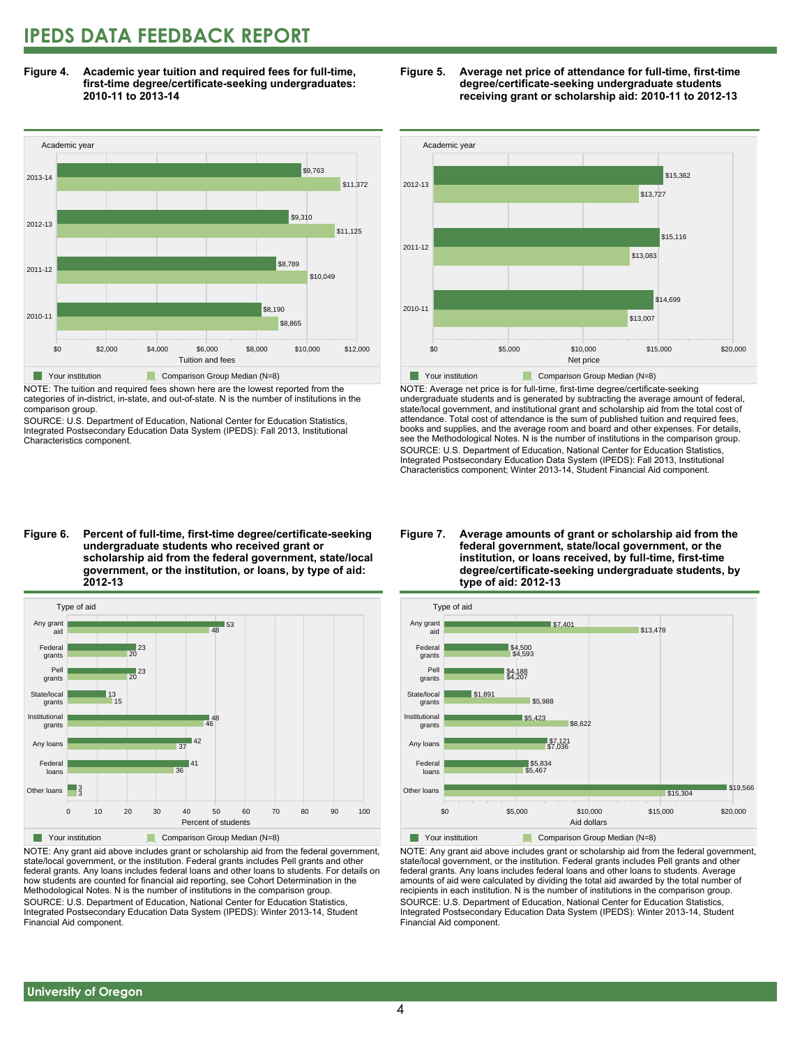# IPEDS DATA FEEDBACK REPORT

**Figure 4. Academic year tuition and required fees for full-time, first-time degree/certificate-seeking undergraduates: 2010-11 to 2013-14**

| Academic year | Your institution | Comparison Group Median (N=8) |
|---|---|---|
| 2013-14 | $9,763 | $11,372 |
| 2012-13 | $9,310 | $11,125 |
| 2011-12 | $8,789 | $10,049 |
| 2010-11 | $8,190 | $8,865 |

NOTE: The tuition and required fees shown here are the lowest reported from the categories of in-district, in-state, and out-of-state. N is the number of institutions in the comparison group.

SOURCE: U.S. Department of Education, National Center for Education Statistics, Integrated Postsecondary Education Data System (IPEDS): Fall 2013, Institutional Characteristics component.

**Figure 5. Average net price of attendance for full-time, first-time degree/certificate-seeking undergraduate students receiving grant or scholarship aid: 2010-11 to 2012-13**

| Academic year | Your institution | Comparison Group Median (N=8) |
|---|---|---|
| 2012-13 | $15,362 | $13,727 |
| 2011-12 | $15,116 | $13,083 |
| 2010-11 | $14,699 | $13,007 |

NOTE: Average net price is for full-time, first-time degree/certificate-seeking undergraduate students and is generated by subtracting the average amount of federal, state/local government, and institutional grant and scholarship aid from the total cost of attendance. Total cost of attendance is the sum of published tuition and required fees, books and supplies, and the average room and board and other expenses. For details, see the Methodological Notes. N is the number of institutions in the comparison group.

SOURCE: U.S. Department of Education, National Center for Education Statistics, Integrated Postsecondary Education Data System (IPEDS): Fall 2013, Institutional Characteristics component; Winter 2013-14, Student Financial Aid component.

**Figure 6. Percent of full-time, first-time degree/certificate-seeking undergraduate students who received grant or scholarship aid from the federal government, state/local government, or the institution, or loans, by type of aid: 2012-13**

| Type of aid | Your institution | Comparison Group Median (N=8) |
|---|---|---|
| Any grant aid | 53 | 48 |
| Federal grants | 23 | 20 |
| Pell grants | 23 | 20 |
| State/local grants | 13 | 15 |
| Institutional grants | 48 | 46 |
| Any loans | 42 | 37 |
| Federal loans | 41 | 36 |
| Other loans | 3 | 3 |

NOTE: Any grant aid above includes grant or scholarship aid from the federal government, state/local government, or the institution. Federal grants includes Pell grants and other federal grants. Any loans includes federal loans and other loans to students. For details on how students are counted for financial aid reporting, see Cohort Determination in the Methodological Notes. N is the number of institutions in the comparison group.

SOURCE: U.S. Department of Education, National Center for Education Statistics, Integrated Postsecondary Education Data System (IPEDS): Winter 2013-14, Student Financial Aid component.

**Figure 7. Average amounts of grant or scholarship aid from the federal government, state/local government, or the institution, or loans received, by full-time, first-time degree/certificate-seeking undergraduate students, by type of aid: 2012-13**

| Type of aid | Your institution | Comparison Group Median (N=8) |
|---|---|---|
| Any grant aid | $7,401 | $13,478 |
| Federal grants | $4,500 | $4,593 |
| Pell grants | $4,188 | $4,207 |
| State/local grants | $1,891 | $5,988 |
| Institutional grants | $5,423 | $8,622 |
| Any loans | $7,121 | $7,036 |
| Federal loans | $5,834 | $5,467 |
| Other loans | $19,566 | $15,304 |

NOTE: Any grant aid above includes grant or scholarship aid from the federal government, state/local government, or the institution. Federal grants includes Pell grants and other federal grants. Any loans includes federal loans and other loans to students. Average amounts of aid were calculated by dividing the total aid awarded by the total number of recipients in each institution. N is the number of institutions in the comparison group.

SOURCE: U.S. Department of Education, National Center for Education Statistics, Integrated Postsecondary Education Data System (IPEDS): Winter 2013-14, Student Financial Aid component.

University of Oregon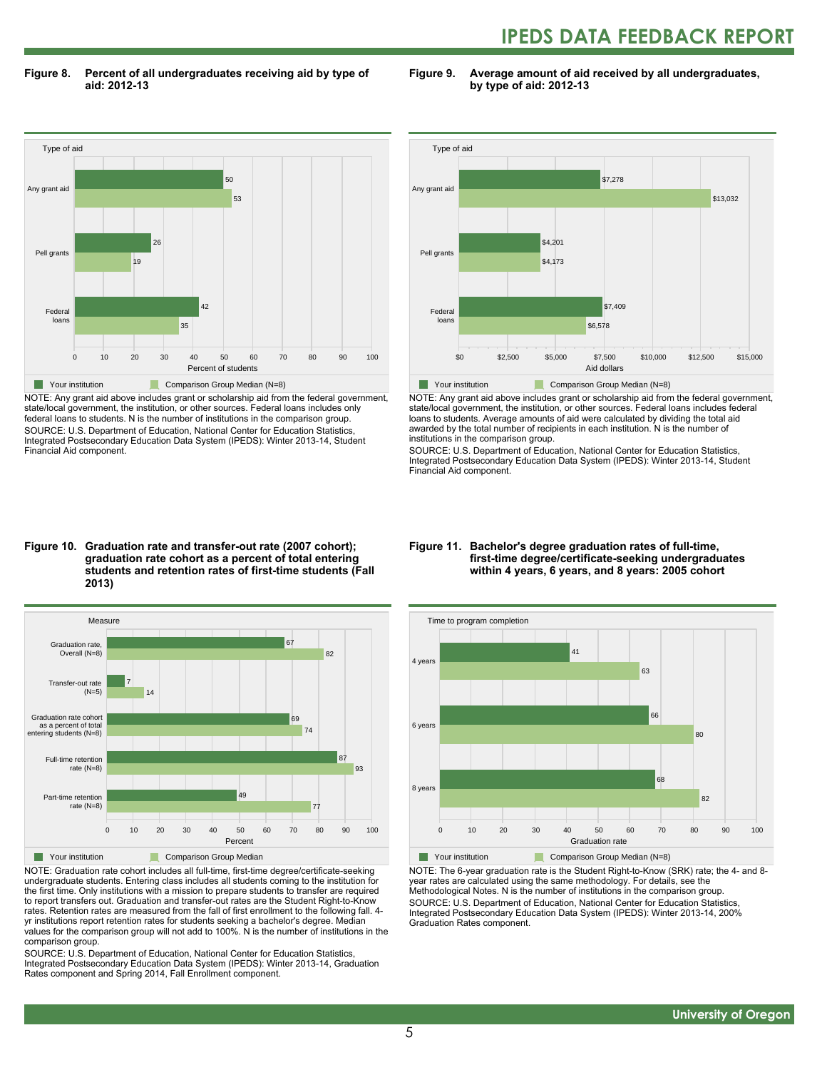**Figure 8. Percent of all undergraduates receiving aid by type of aid: 2012-13**

| Type of aid | Your institution | Comparison Group Median (N=8) |
|---|---|---|
| Any grant aid | 50 | 53 |
| Pell grants | 26 | 19 |
| Federal loans | 42 | 35 |

Percent of students

NOTE: Any grant aid above includes grant or scholarship aid from the federal government, state/local government, the institution, or other sources. Federal loans includes only federal loans to students. N is the number of institutions in the comparison group.
SOURCE: U.S. Department of Education, National Center for Education Statistics, Integrated Postsecondary Education Data System (IPEDS): Winter 2013-14, Student Financial Aid component.

**Figure 9. Average amount of aid received by all undergraduates, by type of aid: 2012-13**

| Type of aid | Your institution | Comparison Group Median (N=8) |
|---|---|---|
| Any grant aid | $7,278 | $13,032 |
| Pell grants | $4,201 | $4,173 |
| Federal loans | $7,409 | $6,578 |

Aid dollars

NOTE: Any grant aid above includes grant or scholarship aid from the federal government, state/local government, the institution, or other sources. Federal loans includes federal loans to students. Average amounts of aid were calculated by dividing the total aid awarded by the total number of recipients in each institution. N is the number of institutions in the comparison group.
SOURCE: U.S. Department of Education, National Center for Education Statistics, Integrated Postsecondary Education Data System (IPEDS): Winter 2013-14, Student Financial Aid component.

**Figure 10. Graduation rate and transfer-out rate (2007 cohort); graduation rate cohort as a percent of total entering students and retention rates of first-time students (Fall 2013)**

| Measure | Your institution | Comparison Group Median |
|---|---|---|
| Graduation rate, Overall (N=8) | 67 | 82 |
| Transfer-out rate (N=5) | 7 | 14 |
| Graduation rate cohort as a percent of total entering students (N=8) | 69 | 74 |
| Full-time retention rate (N=8) | 87 | 93 |
| Part-time retention rate (N=8) | 49 | 77 |

Percent

NOTE: Graduation rate cohort includes all full-time, first-time degree/certificate-seeking undergraduate students. Entering class includes all students coming to the institution for the first time. Only institutions with a mission to prepare students to transfer are required to report transfers out. Graduation and transfer-out rates are the Student Right-to-Know rates. Retention rates are measured from the fall of first enrollment to the following fall. 4-yr institutions report retention rates for students seeking a bachelor's degree. Median values for the comparison group will not add to 100%. N is the number of institutions in the comparison group.
SOURCE: U.S. Department of Education, National Center for Education Statistics, Integrated Postsecondary Education Data System (IPEDS): Winter 2013-14, Graduation Rates component and Spring 2014, Fall Enrollment component.

**Figure 11. Bachelor's degree graduation rates of full-time, first-time degree/certificate-seeking undergraduates within 4 years, 6 years, and 8 years: 2005 cohort**

| Time to program completion | Your institution | Comparison Group Median (N=8) |
|---|---|---|
| 4 years | 41 | 63 |
| 6 years | 66 | 80 |
| 8 years | 68 | 82 |

Graduation rate

NOTE: The 6-year graduation rate is the Student Right-to-Know (SRK) rate; the 4- and 8-year rates are calculated using the same methodology. For details, see the Methodological Notes. N is the number of institutions in the comparison group.
SOURCE: U.S. Department of Education, National Center for Education Statistics, Integrated Postsecondary Education Data System (IPEDS): Winter 2013-14, 200% Graduation Rates component.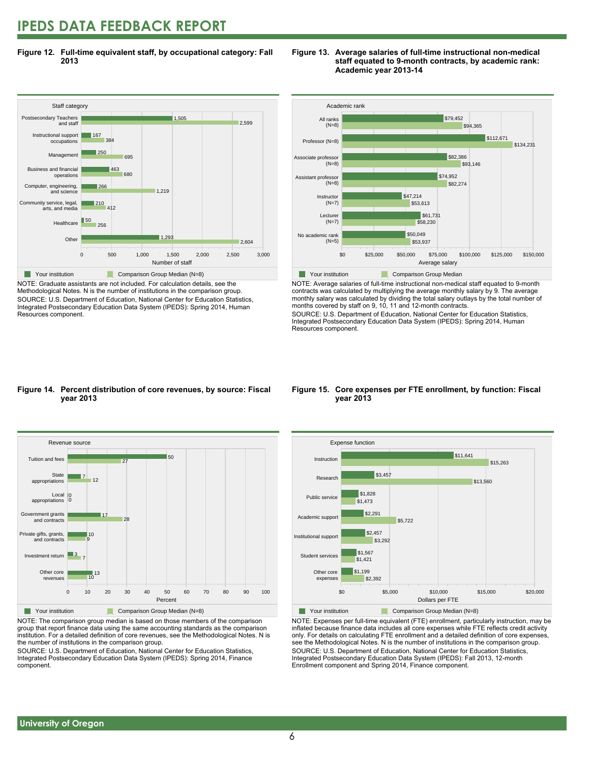# IPEDS DATA FEEDBACK REPORT

**Figure 12. Full-time equivalent staff, by occupational category: Fall 2013**

| Staff category | Your institution | Comparison Group Median (N=8) |
|---|---|---|
| Postsecondary Teachers and staff | 1,505 | 2,599 |
| Instructional support occupations | 167 | 384 |
| Management | 250 | 695 |
| Business and financial operations | 463 | 680 |
| Computer, engineering, and science | 266 | 1,219 |
| Community service, legal, arts, and media | 210 | 412 |
| Healthcare | 50 | 256 |
| Other | 1,293 | 2,604 |

Number of staff

NOTE: Graduate assistants are not included. For calculation details, see the Methodological Notes. N is the number of institutions in the comparison group.
SOURCE: U.S. Department of Education, National Center for Education Statistics, Integrated Postsecondary Education Data System (IPEDS): Spring 2014, Human Resources component.

**Figure 13. Average salaries of full-time instructional non-medical staff equated to 9-month contracts, by academic rank: Academic year 2013-14**

| Academic rank | Your institution | Comparison Group Median |
|---|---|---|
| All ranks (N=8) | $79,452 | $94,365 |
| Professor (N=8) | $112,671 | $134,231 |
| Associate professor (N=8) | $82,386 | $93,146 |
| Assistant professor (N=8) | $74,952 | $82,274 |
| Instructor (N=7) | $47,214 | $53,613 |
| Lecturer (N=7) | $61,731 | $58,230 |
| No academic rank (N=5) | $50,049 | $53,937 |

Average salary

NOTE: Average salaries of full-time instructional non-medical staff equated to 9-month contracts was calculated by multiplying the average monthly salary by 9. The average monthly salary was calculated by dividing the total salary outlays by the total number of months covered by staff on 9, 10, 11 and 12-month contracts.
SOURCE: U.S. Department of Education, National Center for Education Statistics, Integrated Postsecondary Education Data System (IPEDS): Spring 2014, Human Resources component.

**Figure 14. Percent distribution of core revenues, by source: Fiscal year 2013**

| Revenue source | Your institution | Comparison Group Median (N=8) |
|---|---|---|
| Tuition and fees | 50 | 27 |
| State appropriations | 7 | 12 |
| Local appropriations | 0 | 0 |
| Government grants and contracts | 17 | 28 |
| Private gifts, grants, and contracts | 10 | 9 |
| Investment return | 3 | 7 |
| Other core revenues | 13 | 10 |

Percent

NOTE: The comparison group median is based on those members of the comparison group that report finance data using the same accounting standards as the comparison institution. For a detailed definition of core revenues, see the Methodological Notes. N is the number of institutions in the comparison group.
SOURCE: U.S. Department of Education, National Center for Education Statistics, Integrated Postsecondary Education Data System (IPEDS): Spring 2014, Finance component.

**Figure 15. Core expenses per FTE enrollment, by function: Fiscal year 2013**

| Expense function | Your institution | Comparison Group Median (N=8) |
|---|---|---|
| Instruction | $11,641 | $15,263 |
| Research | $3,457 | $13,560 |
| Public service | $1,828 | $1,473 |
| Academic support | $2,291 | $5,722 |
| Institutional support | $2,457 | $3,292 |
| Student services | $1,567 | $1,421 |
| Other core expenses | $1,199 | $2,392 |

Dollars per FTE

NOTE: Expenses per full-time equivalent (FTE) enrollment, particularly instruction, may be inflated because finance data includes all core expenses while FTE reflects credit activity only. For details on calculating FTE enrollment and a detailed definition of core expenses, see the Methodological Notes. N is the number of institutions in the comparison group.
SOURCE: U.S. Department of Education, National Center for Education Statistics, Integrated Postsecondary Education Data System (IPEDS): Fall 2013, 12-month Enrollment component and Spring 2014, Finance component.

University of Oregon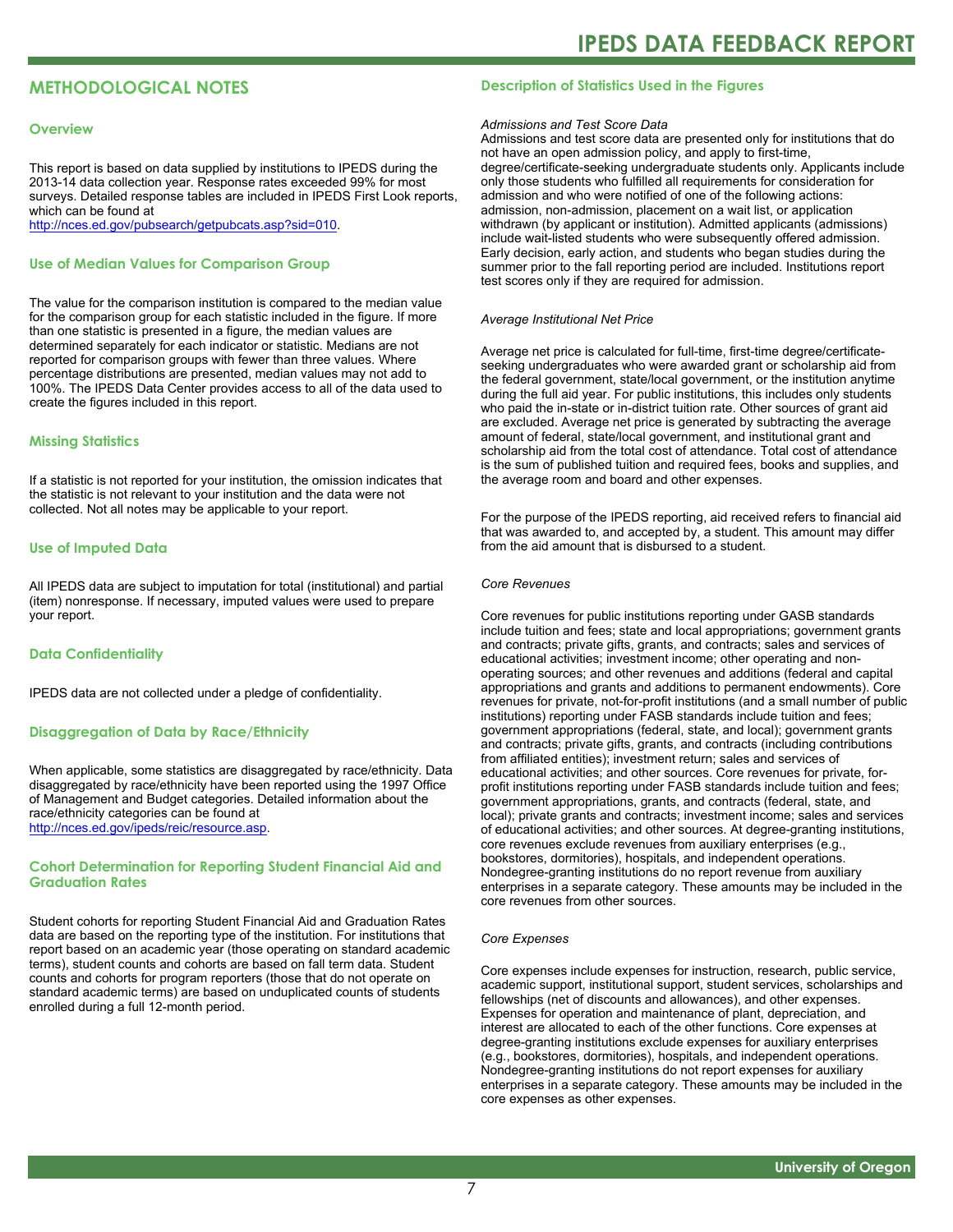# METHODOLOGICAL NOTES

## Overview

This report is based on data supplied by institutions to IPEDS during the 2013-14 data collection year. Response rates exceeded 99% for most surveys. Detailed response tables are included in IPEDS First Look reports, which can be found at http://nces.ed.gov/pubsearch/getpubcats.asp?sid=010.

## Use of Median Values for Comparison Group

The value for the comparison institution is compared to the median value for the comparison group for each statistic included in the figure. If more than one statistic is presented in a figure, the median values are determined separately for each indicator or statistic. Medians are not reported for comparison groups with fewer than three values. Where percentage distributions are presented, median values may not add to 100%. The IPEDS Data Center provides access to all of the data used to create the figures included in this report.

## Missing Statistics

If a statistic is not reported for your institution, the omission indicates that the statistic is not relevant to your institution and the data were not collected. Not all notes may be applicable to your report.

## Use of Imputed Data

All IPEDS data are subject to imputation for total (institutional) and partial (item) nonresponse. If necessary, imputed values were used to prepare your report.

## Data Confidentiality

IPEDS data are not collected under a pledge of confidentiality.

## Disaggregation of Data by Race/Ethnicity

When applicable, some statistics are disaggregated by race/ethnicity. Data disaggregated by race/ethnicity have been reported using the 1997 Office of Management and Budget categories. Detailed information about the race/ethnicity categories can be found at http://nces.ed.gov/ipeds/reic/resource.asp.

## Cohort Determination for Reporting Student Financial Aid and Graduation Rates

Student cohorts for reporting Student Financial Aid and Graduation Rates data are based on the reporting type of the institution. For institutions that report based on an academic year (those operating on standard academic terms), student counts and cohorts are based on fall term data. Student counts and cohorts for program reporters (those that do not operate on standard academic terms) are based on unduplicated counts of students enrolled during a full 12-month period.

## Description of Statistics Used in the Figures

*Admissions and Test Score Data*

Admissions and test score data are presented only for institutions that do not have an open admission policy, and apply to first-time, degree/certificate-seeking undergraduate students only. Applicants include only those students who fulfilled all requirements for consideration for admission and who were notified of one of the following actions: admission, non-admission, placement on a wait list, or application withdrawn (by applicant or institution). Admitted applicants (admissions) include wait-listed students who were subsequently offered admission. Early decision, early action, and students who began studies during the summer prior to the fall reporting period are included. Institutions report test scores only if they are required for admission.

*Average Institutional Net Price*

Average net price is calculated for full-time, first-time degree/certificate-seeking undergraduates who were awarded grant or scholarship aid from the federal government, state/local government, or the institution anytime during the full aid year. For public institutions, this includes only students who paid the in-state or in-district tuition rate. Other sources of grant aid are excluded. Average net price is generated by subtracting the average amount of federal, state/local government, and institutional grant and scholarship aid from the total cost of attendance. Total cost of attendance is the sum of published tuition and required fees, books and supplies, and the average room and board and other expenses.

For the purpose of the IPEDS reporting, aid received refers to financial aid that was awarded to, and accepted by, a student. This amount may differ from the aid amount that is disbursed to a student.

*Core Revenues*

Core revenues for public institutions reporting under GASB standards include tuition and fees; state and local appropriations; government grants and contracts; private gifts, grants, and contracts; sales and services of educational activities; investment income; other operating and non-operating sources; and other revenues and additions (federal and capital appropriations and grants and additions to permanent endowments). Core revenues for private, not-for-profit institutions (and a small number of public institutions) reporting under FASB standards include tuition and fees; government appropriations (federal, state, and local); government grants and contracts; private gifts, grants, and contracts (including contributions from affiliated entities); investment return; sales and services of educational activities; and other sources. Core revenues for private, for-profit institutions reporting under FASB standards include tuition and fees; government appropriations, grants, and contracts (federal, state, and local); private grants and contracts; investment income; sales and services of educational activities; and other sources. At degree-granting institutions, core revenues exclude revenues from auxiliary enterprises (e.g., bookstores, dormitories), hospitals, and independent operations. Nondegree-granting institutions do no report revenue from auxiliary enterprises in a separate category. These amounts may be included in the core revenues from other sources.

*Core Expenses*

Core expenses include expenses for instruction, research, public service, academic support, institutional support, student services, scholarships and fellowships (net of discounts and allowances), and other expenses. Expenses for operation and maintenance of plant, depreciation, and interest are allocated to each of the other functions. Core expenses at degree-granting institutions exclude expenses for auxiliary enterprises (e.g., bookstores, dormitories), hospitals, and independent operations. Nondegree-granting institutions do not report expenses for auxiliary enterprises in a separate category. These amounts may be included in the core expenses as other expenses.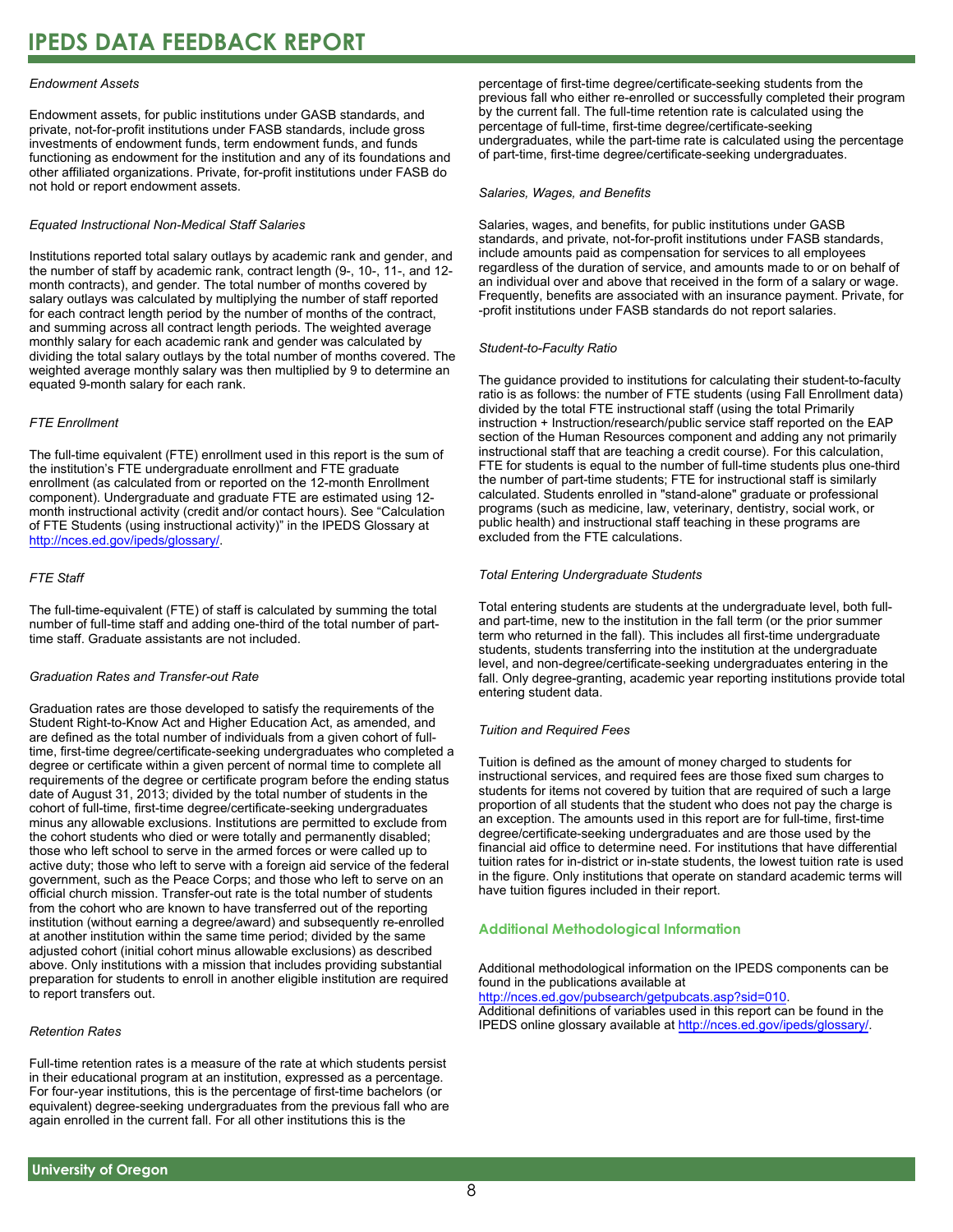*Endowment Assets*

Endowment assets, for public institutions under GASB standards, and private, not-for-profit institutions under FASB standards, include gross investments of endowment funds, term endowment funds, and funds functioning as endowment for the institution and any of its foundations and other affiliated organizations. Private, for-profit institutions under FASB do not hold or report endowment assets.

*Equated Instructional Non-Medical Staff Salaries*

Institutions reported total salary outlays by academic rank and gender, and the number of staff by academic rank, contract length (9-, 10-, 11-, and 12-month contracts), and gender. The total number of months covered by salary outlays was calculated by multiplying the number of staff reported for each contract length period by the number of months of the contract, and summing across all contract length periods. The weighted average monthly salary for each academic rank and gender was calculated by dividing the total salary outlays by the total number of months covered. The weighted average monthly salary was then multiplied by 9 to determine an equated 9-month salary for each rank.

*FTE Enrollment*

The full-time equivalent (FTE) enrollment used in this report is the sum of the institution's FTE undergraduate enrollment and FTE graduate enrollment (as calculated from or reported on the 12-month Enrollment component). Undergraduate and graduate FTE are estimated using 12-month instructional activity (credit and/or contact hours). See "Calculation of FTE Students (using instructional activity)" in the IPEDS Glossary at http://nces.ed.gov/ipeds/glossary/.

*FTE Staff*

The full-time-equivalent (FTE) of staff is calculated by summing the total number of full-time staff and adding one-third of the total number of part-time staff. Graduate assistants are not included.

*Graduation Rates and Transfer-out Rate*

Graduation rates are those developed to satisfy the requirements of the Student Right-to-Know Act and Higher Education Act, as amended, and are defined as the total number of individuals from a given cohort of full-time, first-time degree/certificate-seeking undergraduates who completed a degree or certificate within a given percent of normal time to complete all requirements of the degree or certificate program before the ending status date of August 31, 2013; divided by the total number of students in the cohort of full-time, first-time degree/certificate-seeking undergraduates minus any allowable exclusions. Institutions are permitted to exclude from the cohort students who died or were totally and permanently disabled; those who left school to serve in the armed forces or were called up to active duty; those who left to serve with a foreign aid service of the federal government, such as the Peace Corps; and those who left to serve on an official church mission. Transfer-out rate is the total number of students from the cohort who are known to have transferred out of the reporting institution (without earning a degree/award) and subsequently re-enrolled at another institution within the same time period; divided by the same adjusted cohort (initial cohort minus allowable exclusions) as described above. Only institutions with a mission that includes providing substantial preparation for students to enroll in another eligible institution are required to report transfers out.

*Retention Rates*

Full-time retention rates is a measure of the rate at which students persist in their educational program at an institution, expressed as a percentage. For four-year institutions, this is the percentage of first-time bachelors (or equivalent) degree-seeking undergraduates from the previous fall who are again enrolled in the current fall. For all other institutions this is the percentage of first-time degree/certificate-seeking students from the previous fall who either re-enrolled or successfully completed their program by the current fall. The full-time retention rate is calculated using the percentage of full-time, first-time degree/certificate-seeking undergraduates, while the part-time rate is calculated using the percentage of part-time, first-time degree/certificate-seeking undergraduates.

*Salaries, Wages, and Benefits*

Salaries, wages, and benefits, for public institutions under GASB standards, and private, not-for-profit institutions under FASB standards, include amounts paid as compensation for services to all employees regardless of the duration of service, and amounts made to or on behalf of an individual over and above that received in the form of a salary or wage. Frequently, benefits are associated with an insurance payment. Private, for-profit institutions under FASB standards do not report salaries.

*Student-to-Faculty Ratio*

The guidance provided to institutions for calculating their student-to-faculty ratio is as follows: the number of FTE students (using Fall Enrollment data) divided by the total FTE instructional staff (using the total Primarily instruction + Instruction/research/public service staff reported on the EAP section of the Human Resources component and adding any not primarily instructional staff that are teaching a credit course). For this calculation, FTE for students is equal to the number of full-time students plus one-third the number of part-time students; FTE for instructional staff is similarly calculated. Students enrolled in "stand-alone" graduate or professional programs (such as medicine, law, veterinary, dentistry, social work, or public health) and instructional staff teaching in these programs are excluded from the FTE calculations.

*Total Entering Undergraduate Students*

Total entering students are students at the undergraduate level, both full- and part-time, new to the institution in the fall term (or the prior summer term who returned in the fall). This includes all first-time undergraduate students, students transferring into the institution at the undergraduate level, and non-degree/certificate-seeking undergraduates entering in the fall. Only degree-granting, academic year reporting institutions provide total entering student data.

*Tuition and Required Fees*

Tuition is defined as the amount of money charged to students for instructional services, and required fees are those fixed sum charges to students for items not covered by tuition that are required of such a large proportion of all students that the student who does not pay the charge is an exception. The amounts used in this report are for full-time, first-time degree/certificate-seeking undergraduates and are those used by the financial aid office to determine need. For institutions that have differential tuition rates for in-district or in-state students, the lowest tuition rate is used in the figure. Only institutions that operate on standard academic terms will have tuition figures included in their report.

## Additional Methodological Information

Additional methodological information on the IPEDS components can be found in the publications available at http://nces.ed.gov/pubsearch/getpubcats.asp?sid=010.
Additional definitions of variables used in this report can be found in the IPEDS online glossary available at http://nces.ed.gov/ipeds/glossary/.